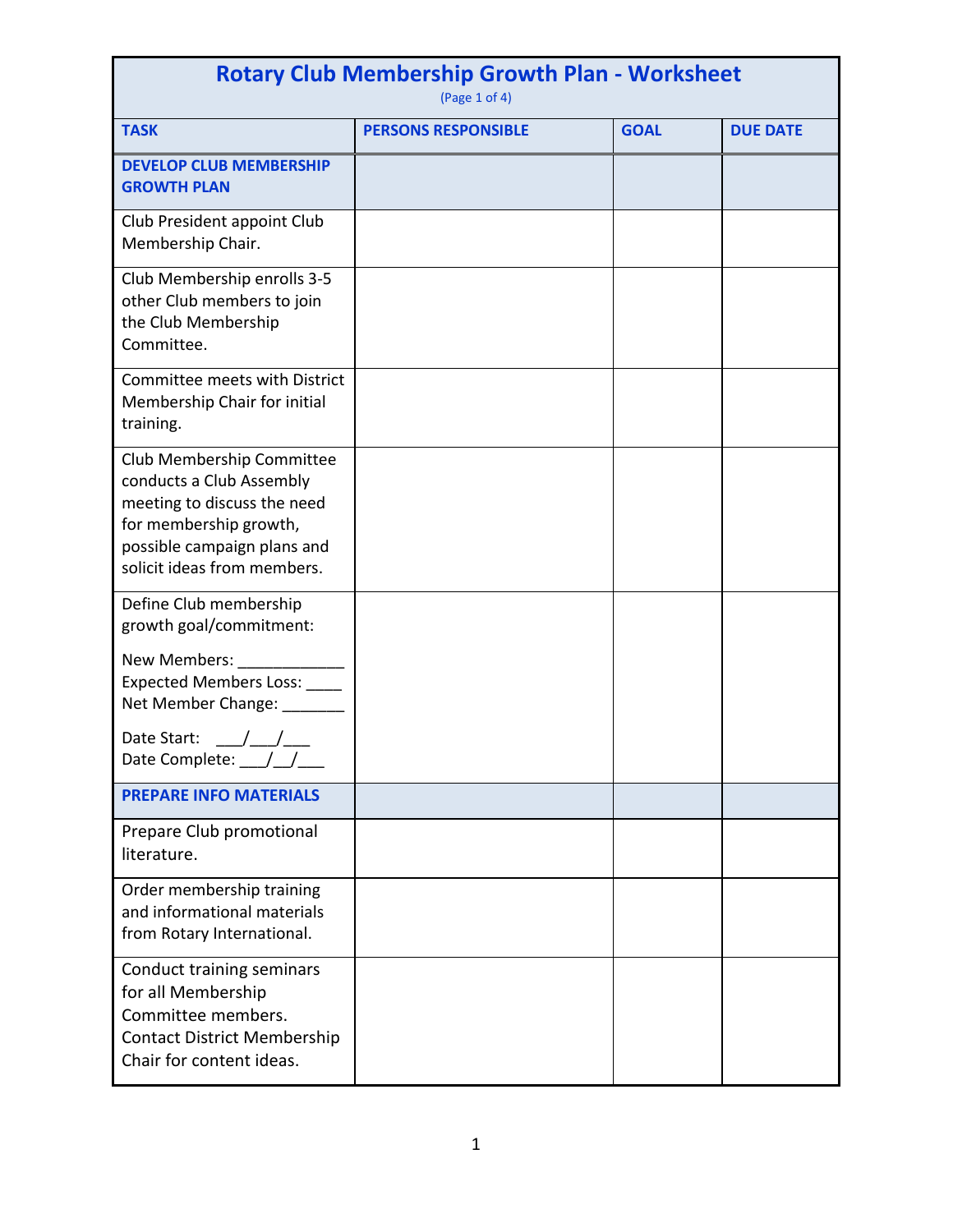# Rotary Club Membership Growth Plan - Worksheet

(Page 1 of 4)

| TASK | PERSONS RESPONSIBLE | GOAL | DUE DATE |
|---|---|---|---|
| **DEVELOP CLUB MEMBERSHIP GROWTH PLAN** | | | |
| Club President appoint Club Membership Chair. | | | |
| Club Membership enrolls 3-5 other Club members to join the Club Membership Committee. | | | |
| Committee meets with District Membership Chair for initial training. | | | |
| Club Membership Committee conducts a Club Assembly meeting to discuss the need for membership growth, possible campaign plans and solicit ideas from members. | | | |
| Define Club membership growth goal/commitment:<br><br>New Members: ____________<br>Expected Members Loss: ____<br>Net Member Change: _______<br><br>Date Start: ___/___/___<br>Date Complete: ___/__/___ | | | |
| **PREPARE INFO MATERIALS** | | | |
| Prepare Club promotional literature. | | | |
| Order membership training and informational materials from Rotary International. | | | |
| Conduct training seminars for all Membership Committee members. Contact District Membership Chair for content ideas. | | | |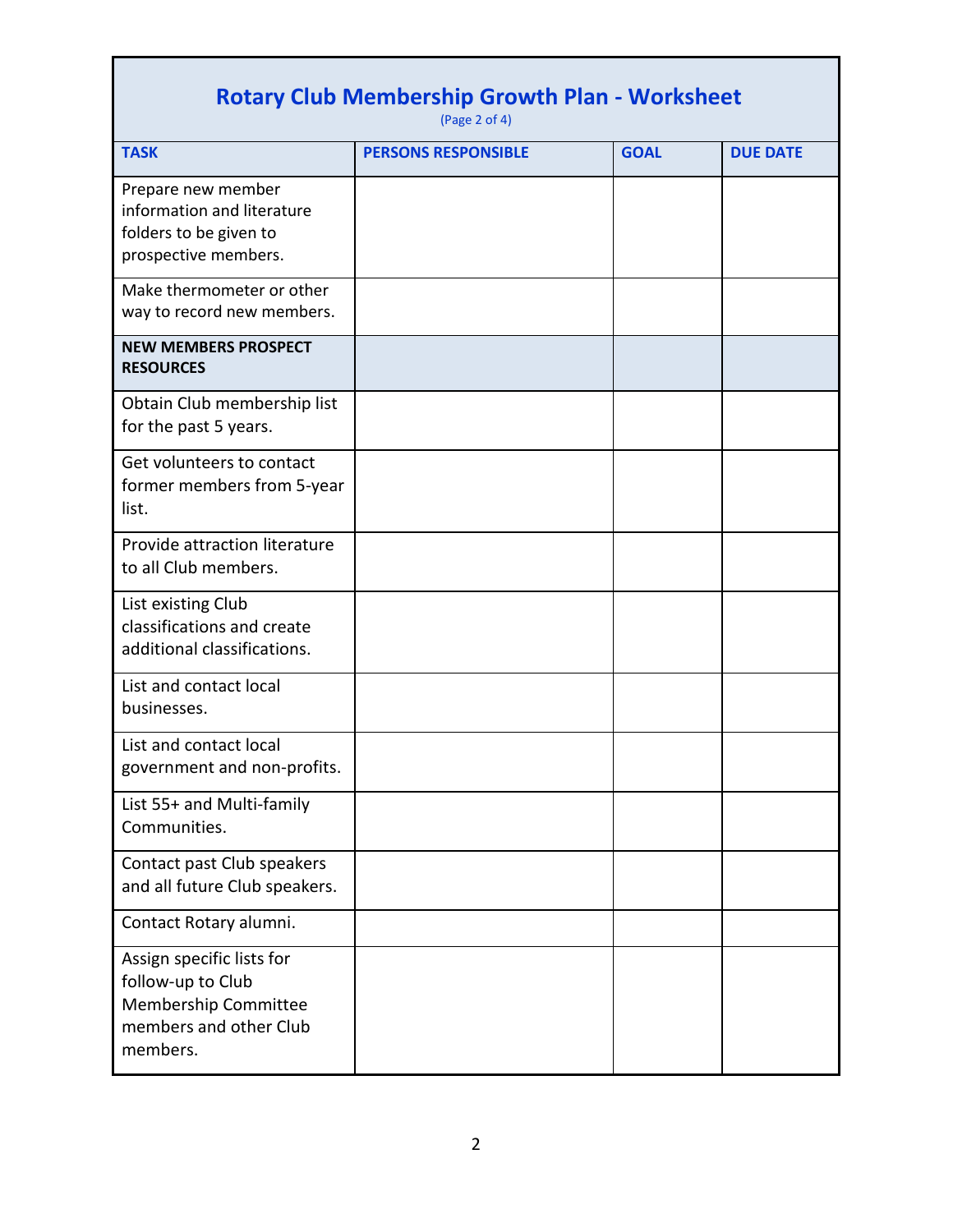# Rotary Club Membership Growth Plan - Worksheet

(Page 2 of 4)

| TASK | PERSONS RESPONSIBLE | GOAL | DUE DATE |
|---|---|---|---|
| Prepare new member information and literature folders to be given to prospective members. | | | |
| Make thermometer or other way to record new members. | | | |
| **NEW MEMBERS PROSPECT RESOURCES** | | | |
| Obtain Club membership list for the past 5 years. | | | |
| Get volunteers to contact former members from 5-year list. | | | |
| Provide attraction literature to all Club members. | | | |
| List existing Club classifications and create additional classifications. | | | |
| List and contact local businesses. | | | |
| List and contact local government and non-profits. | | | |
| List 55+ and Multi-family Communities. | | | |
| Contact past Club speakers and all future Club speakers. | | | |
| Contact Rotary alumni. | | | |
| Assign specific lists for follow-up to Club Membership Committee members and other Club members. | | | |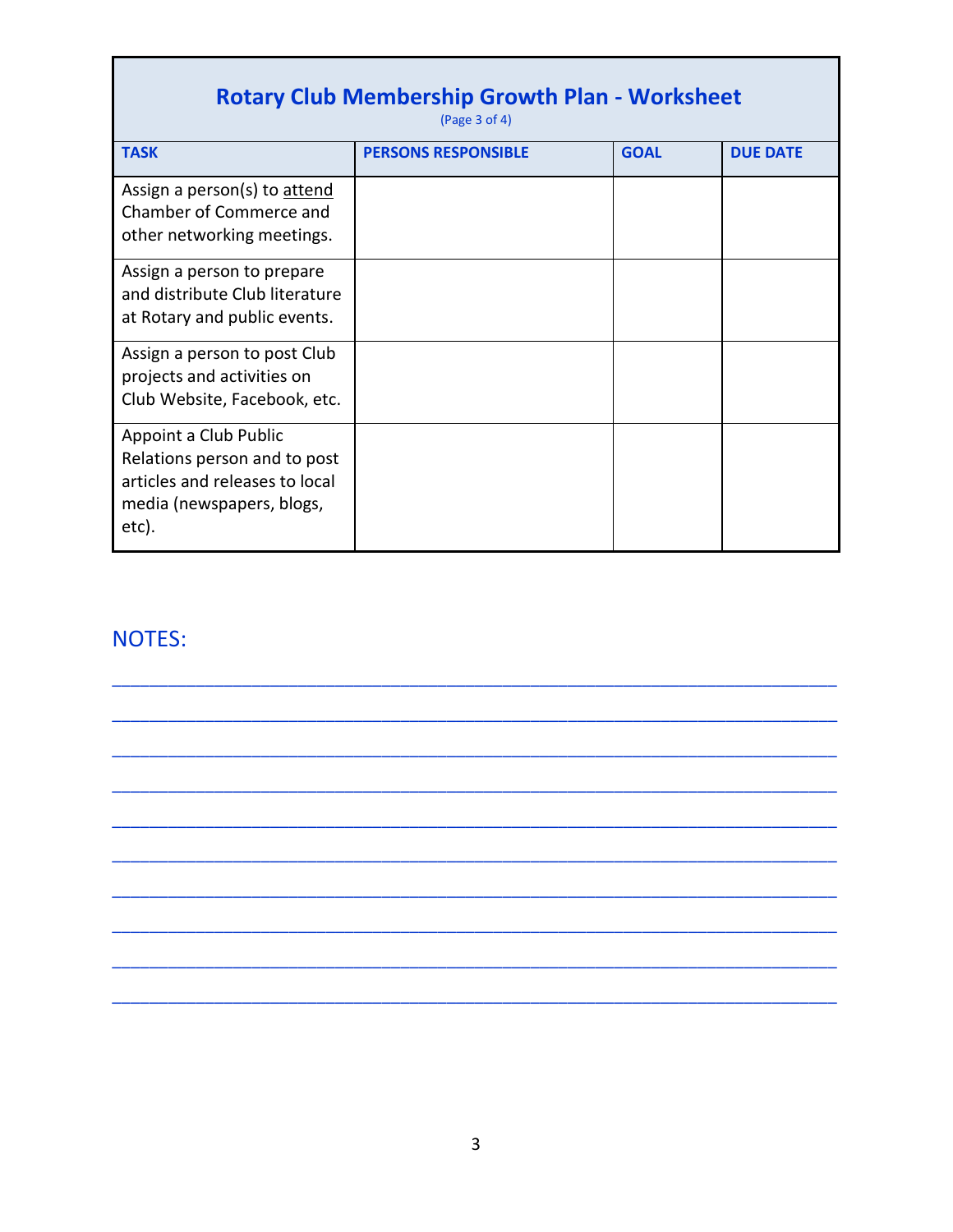# Rotary Club Membership Growth Plan - Worksheet

(Page 3 of 4)

| TASK | PERSONS RESPONSIBLE | GOAL | DUE DATE |
|---|---|---|---|
| Assign a person(s) to <u>attend</u> Chamber of Commerce and other networking meetings. | | | |
| Assign a person to prepare and distribute Club literature at Rotary and public events. | | | |
| Assign a person to post Club projects and activities on Club Website, Facebook, etc. | | | |
| Appoint a Club Public Relations person and to post articles and releases to local media (newspapers, blogs, etc). | | | |

## NOTES:

________________________________________________________________________

________________________________________________________________________

________________________________________________________________________

________________________________________________________________________

________________________________________________________________________

________________________________________________________________________

________________________________________________________________________

________________________________________________________________________

________________________________________________________________________

________________________________________________________________________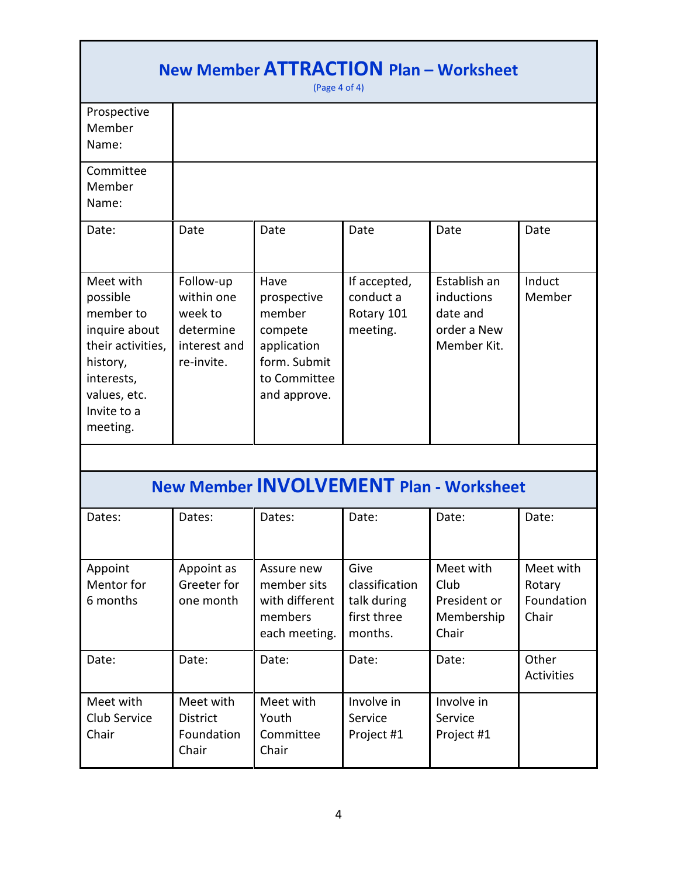## New Member **ATTRACTION** Plan – Worksheet

(Page 4 of 4)

| | | | | | |
|---|---|---|---|---|---|
| Prospective Member Name: | | | | | |
| Committee Member Name: | | | | | |
| Date: | Date | Date | Date | Date | Date |
| Meet with possible member to inquire about their activities, history, interests, values, etc. Invite to a meeting. | Follow-up within one week to determine interest and re-invite. | Have prospective member compete application form. Submit to Committee and approve. | If accepted, conduct a Rotary 101 meeting. | Establish an inductions date and order a New Member Kit. | Induct Member |

## New Member **INVOLVEMENT** Plan - Worksheet

| | | | | | |
|---|---|---|---|---|---|
| Dates: | Dates: | Dates: | Date: | Date: | Date: |
| Appoint Mentor for 6 months | Appoint as Greeter for one month | Assure new member sits with different members each meeting. | Give classification talk during first three months. | Meet with Club President or Membership Chair | Meet with Rotary Foundation Chair |
| Date: | Date: | Date: | Date: | Date: | Other Activities |
| Meet with Club Service Chair | Meet with District Foundation Chair | Meet with Youth Committee Chair | Involve in Service Project #1 | Involve in Service Project #1 | |